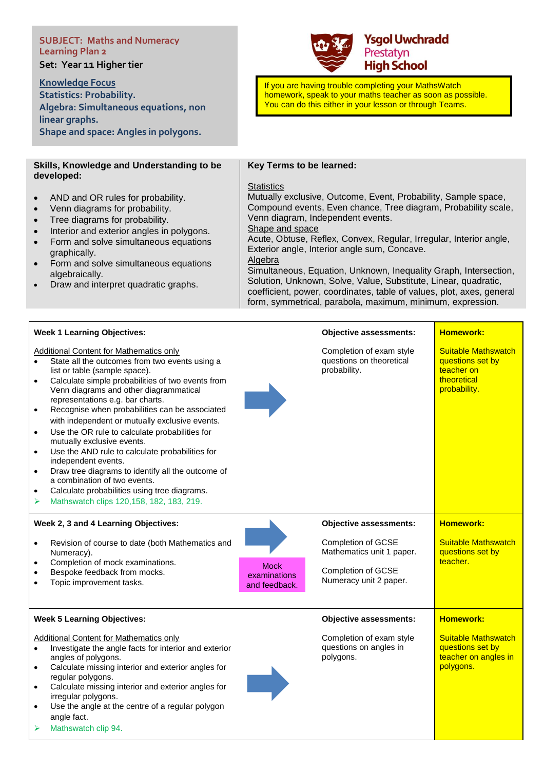**SUBJECT: Maths and Numeracy**
**Learning Plan 2**

**Set: Year 11 Higher tier**

**Knowledge Focus**
**Statistics: Probability.**
**Algebra: Simultaneous equations, non linear graphs.**
**Shape and space: Angles in polygons.**

**Ysgol Uwchradd Prestatyn High School**

If you are having trouble completing your MathsWatch homework, speak to your maths teacher as soon as possible. You can do this either in your lesson or through Teams.

## Skills, Knowledge and Understanding to be developed:

- AND and OR rules for probability.
- Venn diagrams for probability.
- Tree diagrams for probability.
- Interior and exterior angles in polygons.
- Form and solve simultaneous equations graphically.
- Form and solve simultaneous equations algebraically.
- Draw and interpret quadratic graphs.

## Key Terms to be learned:

Statistics
Mutually exclusive, Outcome, Event, Probability, Sample space, Compound events, Even chance, Tree diagram, Probability scale, Venn diagram, Independent events.

Shape and space
Acute, Obtuse, Reflex, Convex, Regular, Irregular, Interior angle, Exterior angle, Interior angle sum, Concave.

Algebra
Simultaneous, Equation, Unknown, Inequality Graph, Intersection, Solution, Unknown, Solve, Value, Substitute, Linear, quadratic, coefficient, power, coordinates, table of values, plot, axes, general form, symmetrical, parabola, maximum, minimum, expression.

| Learning Objectives | | Objective assessments | Homework |
|---|---|---|---|
| **Week 1 Learning Objectives:**<br><br>Additional Content for Mathematics only<br>• State all the outcomes from two events using a list or table (sample space).<br>• Calculate simple probabilities of two events from Venn diagrams and other diagrammatical representations e.g. bar charts.<br>• Recognise when probabilities can be associated with independent or mutually exclusive events.<br>• Use the OR rule to calculate probabilities for mutually exclusive events.<br>• Use the AND rule to calculate probabilities for independent events.<br>• Draw tree diagrams to identify all the outcome of a combination of two events.<br>• Calculate probabilities using tree diagrams.<br>➢ Mathswatch clips 120,158, 182, 183, 219. | → | **Objective assessments:**<br><br>Completion of exam style questions on theoretical probability. | **Homework:**<br><br>Suitable Mathswatch questions set by teacher on theoretical probability. |
| **Week 2, 3 and 4 Learning Objectives:**<br><br>• Revision of course to date (both Mathematics and Numeracy).<br>• Completion of mock examinations.<br>• Bespoke feedback from mocks.<br>• Topic improvement tasks. | → Mock examinations and feedback. | **Objective assessments:**<br><br>Completion of GCSE Mathematics unit 1 paper.<br><br>Completion of GCSE Numeracy unit 2 paper. | **Homework:**<br><br>Suitable Mathswatch questions set by teacher. |
| **Week 5 Learning Objectives:**<br><br>Additional Content for Mathematics only<br>• Investigate the angle facts for interior and exterior angles of polygons.<br>• Calculate missing interior and exterior angles for regular polygons.<br>• Calculate missing interior and exterior angles for irregular polygons.<br>• Use the angle at the centre of a regular polygon angle fact.<br>➢ Mathswatch clip 94. | → | **Objective assessments:**<br><br>Completion of exam style questions on angles in polygons. | **Homework:**<br><br>Suitable Mathswatch questions set by teacher on angles in polygons. |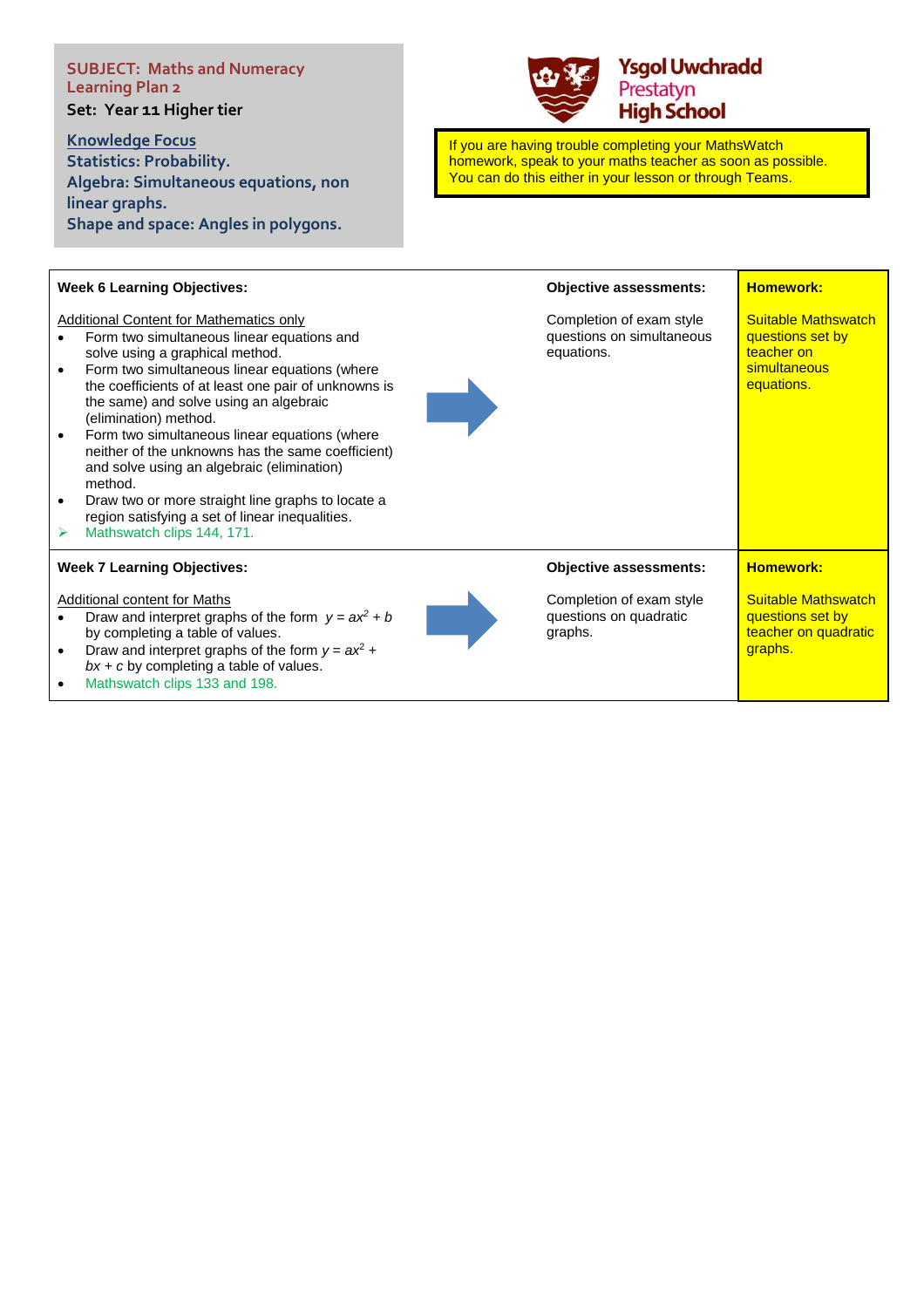**SUBJECT: Maths and Numeracy**
**Learning Plan 2**

**Set: Year 11 Higher tier**

**Knowledge Focus**
**Statistics: Probability.**
**Algebra: Simultaneous equations, non linear graphs.**
**Shape and space: Angles in polygons.**

**Ysgol Uwchradd Prestatyn High School**

If you are having trouble completing your MathsWatch homework, speak to your maths teacher as soon as possible. You can do this either in your lesson or through Teams.

| Learning Objectives | Objective assessments | Homework |
|---|---|---|
| **Week 6 Learning Objectives:**<br><br>Additional Content for Mathematics only<br>• Form two simultaneous linear equations and solve using a graphical method.<br>• Form two simultaneous linear equations (where the coefficients of at least one pair of unknowns is the same) and solve using an algebraic (elimination) method.<br>• Form two simultaneous linear equations (where neither of the unknowns has the same coefficient) and solve using an algebraic (elimination) method.<br>• Draw two or more straight line graphs to locate a region satisfying a set of linear inequalities.<br>➢ Mathswatch clips 144, 171. | **Objective assessments:**<br><br>Completion of exam style questions on simultaneous equations. | **Homework:**<br><br>Suitable Mathswatch questions set by teacher on simultaneous equations. |
| **Week 7 Learning Objectives:**<br><br>Additional content for Maths<br>• Draw and interpret graphs of the form $y = ax^2 + b$ by completing a table of values.<br>• Draw and interpret graphs of the form $y = ax^2 + bx + c$ by completing a table of values.<br>• Mathswatch clips 133 and 198. | **Objective assessments:**<br><br>Completion of exam style questions on quadratic graphs. | **Homework:**<br><br>Suitable Mathswatch questions set by teacher on quadratic graphs. |